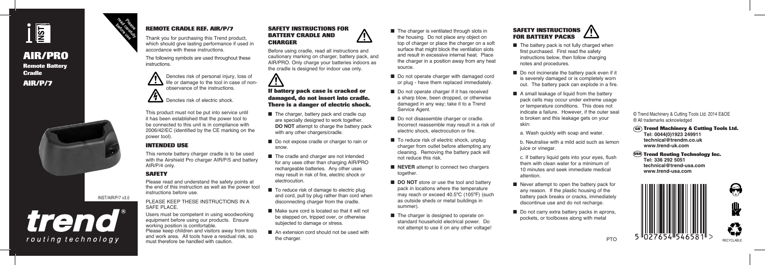# AIR/PRO

**Remote Battery Cradle**

**AIR/P/7**

Please read carefully before use

INST/AIR/P/7 v3.0

trend® routing technology

## REMOTE CRADLE REF. AIR/P/7

Thank you for purchasing this Trend product, which should give lasting performance if used in accordance with these instructions.

The following symbols are used throughout these instructions.

Denotes risk of personal injury, loss of life or damage to the tool in case of non-observance of the instructions.

Denotes risk of electric shock.

This product must not be put into service until it has been established that the power tool to be connected to this unit is in compliance with 2006/42/EC (identified by the CE marking on the power tool).

### INTENDED USE

This remote battery charger cradle is to be used with the Airshield Pro charger AIR/P/5 and battery AIR/P/4 only.

### SAFETY

Please read and understand the safety points at the end of this instruction as well as the power tool instructions before use.

PLEASE KEEP THESE INSTRUCTIONS IN A SAFE PLACE.

Users must be competent in using woodworking equipment before using our products. Ensure working position is comfortable.
Please keep children and visitors away from tools and work area. All tools have a residual risk, so must therefore be handled with caution.

## SAFETY INSTRUCTIONS FOR BATTERY CRADLE AND CHARGER

Before using cradle, read all instructions and cautionary marking on charger, battery pack, and AIR/PRO. Only charge your batteries indoors as the cradle is designed for indoor use only.

**If battery pack case is cracked or damaged, do not insert into cradle. There is a danger of electric shock.**

- The charger, battery pack and cradle cup are specially designed to work together. **DO NOT** attempt to charge the battery pack with any other chargers/cradle.
- Do not expose cradle or charger to rain or snow.
- The cradle and charger are not intended for any uses other than charging AIR/PRO rechargeable batteries. Any other uses may result in risk of fire, electric shock or electrocution.
- To reduce risk of damage to electric plug and cord, pull by plug rather than cord when disconnecting charger from the cradle.
- Make sure cord is located so that it will not be stepped on, tripped over, or otherwise subjected to damage or stress.
- An extension cord should not be used with the charger.
- The charger is ventilated through slots in the housing. Do not place any object on top of charger or place the charger on a soft surface that might block the ventilation slots and result in excessive internal heat. Place the charger in a position away from any heat source.
- Do not operate charger with damaged cord or plug - have them replaced immediately.
- Do not operate charger if it has received a sharp blow, been dropped, or otherwise damaged in any way; take it to a Trend Service Agent.
- Do not disassemble charger or cradle. Incorrect reassemble may result in a risk of electric shock, electrocution or fire.
- To reduce risk of electric shock, unplug charger from outlet before attempting any cleaning. Removing the battery pack will not reduce this risk.
- **NEVER** attempt to connect two chargers together.
- **DO NOT** store or use the tool and battery pack in locations where the temperature may reach or exceed 40.5ºC (105ºF) (such as outside sheds or metal buildings in summer).
- The charger is designed to operate on standard household electrical power. Do not attempt to use it on any other voltage!

## SAFETY INSTRUCTIONS FOR BATTERY PACKS

- The battery pack is not fully charged when first purchased. First read the safety instructions below, then follow charging notes and procedures.
- Do not incinerate the battery pack even if it is severely damaged or is completely worn out. The battery pack can explode in a fire.
- A small leakage of liquid from the battery pack cells may occur under extreme usage or temperature conditions. This does not indicate a failure. However, if the outer seal is broken and this leakage gets on your skin:

  a. Wash quickly with soap and water.

  b. Neutralise with a mild acid such as lemon juice or vinegar.

  c. If battery liquid gets into your eyes, flush them with clean water for a minimum of 10 minutes and seek immediate medical attention.
- Never attempt to open the battery pack for any reason. If the plastic housing of the battery pack breaks or cracks, immediately discontinue use and do not recharge.
- Do not carry extra battery packs in aprons, pockets, or toolboxes along with metal

PTO

© Trend Machinery & Cutting Tools Ltd. 2014 E&OE
® All trademarks acknowledged

**GB Trend Machinery & Cutting Tools Ltd.**
**Tel: 0044(0)1923 249911**
**technical@trendm.co.uk**
**www.trend-uk.com**

**USA Trend Routing Technology Inc.**
**Tel: 336 292 5051**
**technical@trend-usa.com**
**www.trend-usa.com**

5 027654 546581 >

RECYCLABLE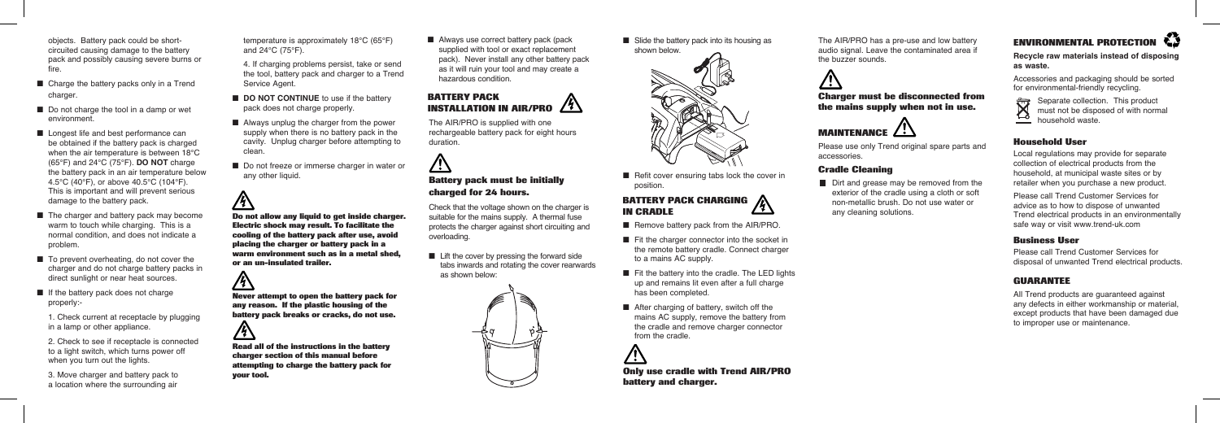objects. Battery pack could be short-circuited causing damage to the battery pack and possibly causing severe burns or fire.

- Charge the battery packs only in a Trend charger.
- Do not charge the tool in a damp or wet environment.
- Longest life and best performance can be obtained if the battery pack is charged when the air temperature is between 18°C (65°F) and 24°C (75°F). **DO NOT** charge the battery pack in an air temperature below 4.5°C (40°F), or above 40.5°C (104°F). This is important and will prevent serious damage to the battery pack.
- The charger and battery pack may become warm to touch while charging. This is a normal condition, and does not indicate a problem.
- To prevent overheating, do not cover the charger and do not charge battery packs in direct sunlight or near heat sources.
- If the battery pack does not charge properly:-

  1. Check current at receptacle by plugging in a lamp or other appliance.

  2. Check to see if receptacle is connected to a light switch, which turns power off when you turn out the lights.

  3. Move charger and battery pack to a location where the surrounding air temperature is approximately 18°C (65°F) and 24°C (75°F).

  4. If charging problems persist, take or send the tool, battery pack and charger to a Trend Service Agent.

- **DO NOT CONTINUE** to use if the battery pack does not charge properly.
- Always unplug the charger from the power supply when there is no battery pack in the cavity. Unplug charger before attempting to clean.
- Do not freeze or immerse charger in water or any other liquid.

**Do not allow any liquid to get inside charger. Electric shock may result. To facilitate the cooling of the battery pack after use, avoid placing the charger or battery pack in a warm environment such as in a metal shed, or an un-insulated trailer.**

**Never attempt to open the battery pack for any reason. If the plastic housing of the battery pack breaks or cracks, do not use.**

**Read all of the instructions in the battery charger section of this manual before attempting to charge the battery pack for your tool.**

- Always use correct battery pack (pack supplied with tool or exact replacement pack). Never install any other battery pack as it will ruin your tool and may create a hazardous condition.

## BATTERY PACK INSTALLATION IN AIR/PRO

The AIR/PRO is supplied with one rechargeable battery pack for eight hours duration.

**Battery pack must be initially charged for 24 hours.**

Check that the voltage shown on the charger is suitable for the mains supply. A thermal fuse protects the charger against short circuiting and overloading.

- Lift the cover by pressing the forward side tabs inwards and rotating the cover rearwards as shown below:
- Slide the battery pack into its housing as shown below.
- Refit cover ensuring tabs lock the cover in position.

## BATTERY PACK CHARGING IN CRADLE

- Remove battery pack from the AIR/PRO.
- Fit the charger connector into the socket in the remote battery cradle. Connect charger to a mains AC supply.
- Fit the battery into the cradle. The LED lights up and remains lit even after a full charge has been completed.
- After charging of battery, switch off the mains AC supply, remove the battery from the cradle and remove charger connector from the cradle.

**Only use cradle with Trend AIR/PRO battery and charger.**

The AIR/PRO has a pre-use and low battery audio signal. Leave the contaminated area if the buzzer sounds.

**Charger must be disconnected from the mains supply when not in use.**

## MAINTENANCE

Please use only Trend original spare parts and accessories.

### Cradle Cleaning

- Dirt and grease may be removed from the exterior of the cradle using a cloth or soft non-metallic brush. Do not use water or any cleaning solutions.

## ENVIRONMENTAL PROTECTION

**Recycle raw materials instead of disposing as waste.**

Accessories and packaging should be sorted for environmental-friendly recycling.

Separate collection. This product must not be disposed of with normal household waste.

### Household User

Local regulations may provide for separate collection of electrical products from the household, at municipal waste sites or by retailer when you purchase a new product.

Please call Trend Customer Services for advice as to how to dispose of unwanted Trend electrical products in an environmentally safe way or visit www.trend-uk.com

### Business User

Please call Trend Customer Services for disposal of unwanted Trend electrical products.

### GUARANTEE

All Trend products are guaranteed against any defects in either workmanship or material, except products that have been damaged due to improper use or maintenance.